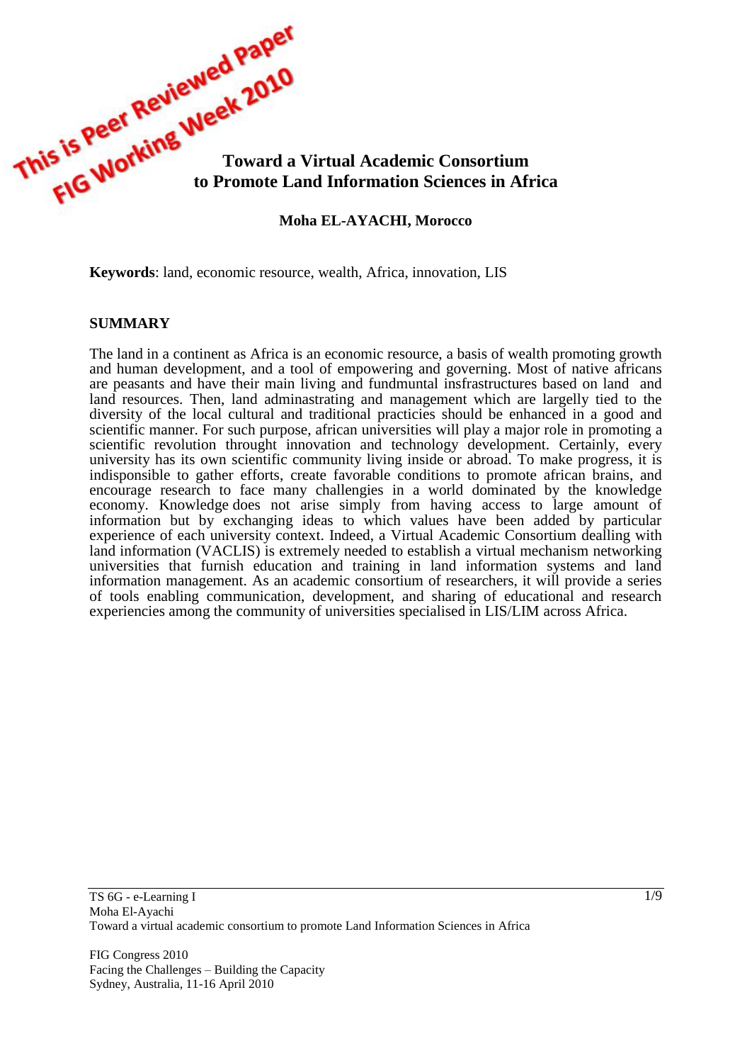This is Peer Reviewed Paper
FIG Working Week 2010

# Toward a Virtual Academic Consortium to Promote Land Information Sciences in Africa

**Moha EL-AYACHI, Morocco**

**Keywords**: land, economic resource, wealth, Africa, innovation, LIS

## SUMMARY

The land in a continent as Africa is an economic resource, a basis of wealth promoting growth and human development, and a tool of empowering and governing. Most of native africans are peasants and have their main living and fundmuntal insfrastructures based on land and land resources. Then, land adminastrating and management which are largelly tied to the diversity of the local cultural and traditional practicies should be enhanced in a good and scientific manner. For such purpose, african universities will play a major role in promoting a scientific revolution throught innovation and technology development. Certainly, every university has its own scientific community living inside or abroad. To make progress, it is indisponsible to gather efforts, create favorable conditions to promote african brains, and encourage research to face many challengies in a world dominated by the knowledge economy. Knowledge does not arise simply from having access to large amount of information but by exchanging ideas to which values have been added by particular experience of each university context. Indeed, a Virtual Academic Consortium dealling with land information (VACLIS) is extremely needed to establish a virtual mechanism networking universities that furnish education and training in land information systems and land information management. As an academic consortium of researchers, it will provide a series of tools enabling communication, development, and sharing of educational and research experiencies among the community of universities specialised in LIS/LIM across Africa.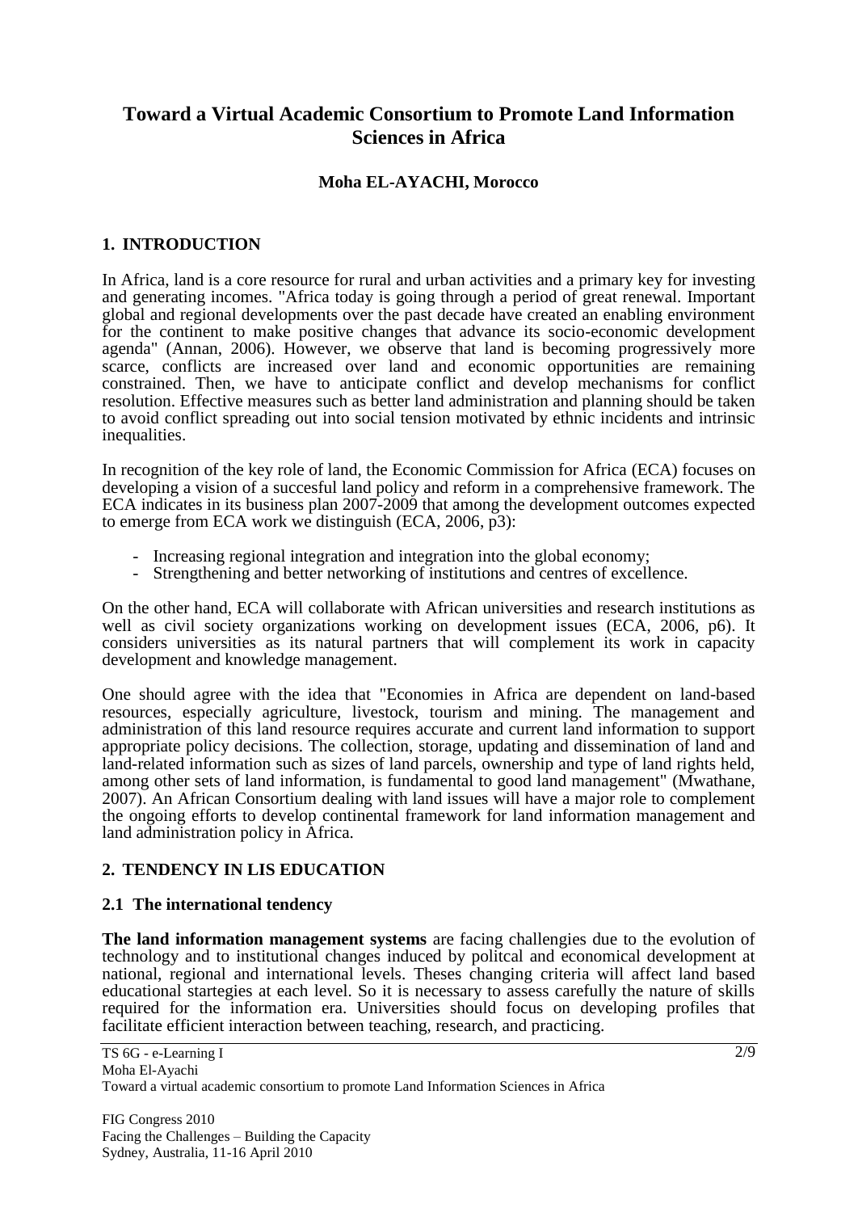# Toward a Virtual Academic Consortium to Promote Land Information Sciences in Africa

**Moha EL-AYACHI, Morocco**

## 1. INTRODUCTION

In Africa, land is a core resource for rural and urban activities and a primary key for investing and generating incomes. "Africa today is going through a period of great renewal. Important global and regional developments over the past decade have created an enabling environment for the continent to make positive changes that advance its socio-economic development agenda" (Annan, 2006). However, we observe that land is becoming progressively more scarce, conflicts are increased over land and economic opportunities are remaining constrained. Then, we have to anticipate conflict and develop mechanisms for conflict resolution. Effective measures such as better land administration and planning should be taken to avoid conflict spreading out into social tension motivated by ethnic incidents and intrinsic inequalities.

In recognition of the key role of land, the Economic Commission for Africa (ECA) focuses on developing a vision of a succesful land policy and reform in a comprehensive framework. The ECA indicates in its business plan 2007-2009 that among the development outcomes expected to emerge from ECA work we distinguish (ECA, 2006, p3):

- Increasing regional integration and integration into the global economy;
- Strengthening and better networking of institutions and centres of excellence.

On the other hand, ECA will collaborate with African universities and research institutions as well as civil society organizations working on development issues (ECA, 2006, p6). It considers universities as its natural partners that will complement its work in capacity development and knowledge management.

One should agree with the idea that "Economies in Africa are dependent on land-based resources, especially agriculture, livestock, tourism and mining. The management and administration of this land resource requires accurate and current land information to support appropriate policy decisions. The collection, storage, updating and dissemination of land and land-related information such as sizes of land parcels, ownership and type of land rights held, among other sets of land information, is fundamental to good land management" (Mwathane, 2007). An African Consortium dealing with land issues will have a major role to complement the ongoing efforts to develop continental framework for land information management and land administration policy in Africa.

## 2. TENDENCY IN LIS EDUCATION

### 2.1 The international tendency

**The land information management systems** are facing challengies due to the evolution of technology and to institutional changes induced by politcal and economical development at national, regional and international levels. Theses changing criteria will affect land based educational startegies at each level. So it is necessary to assess carefully the nature of skills required for the information era. Universities should focus on developing profiles that facilitate efficient interaction between teaching, research, and practicing.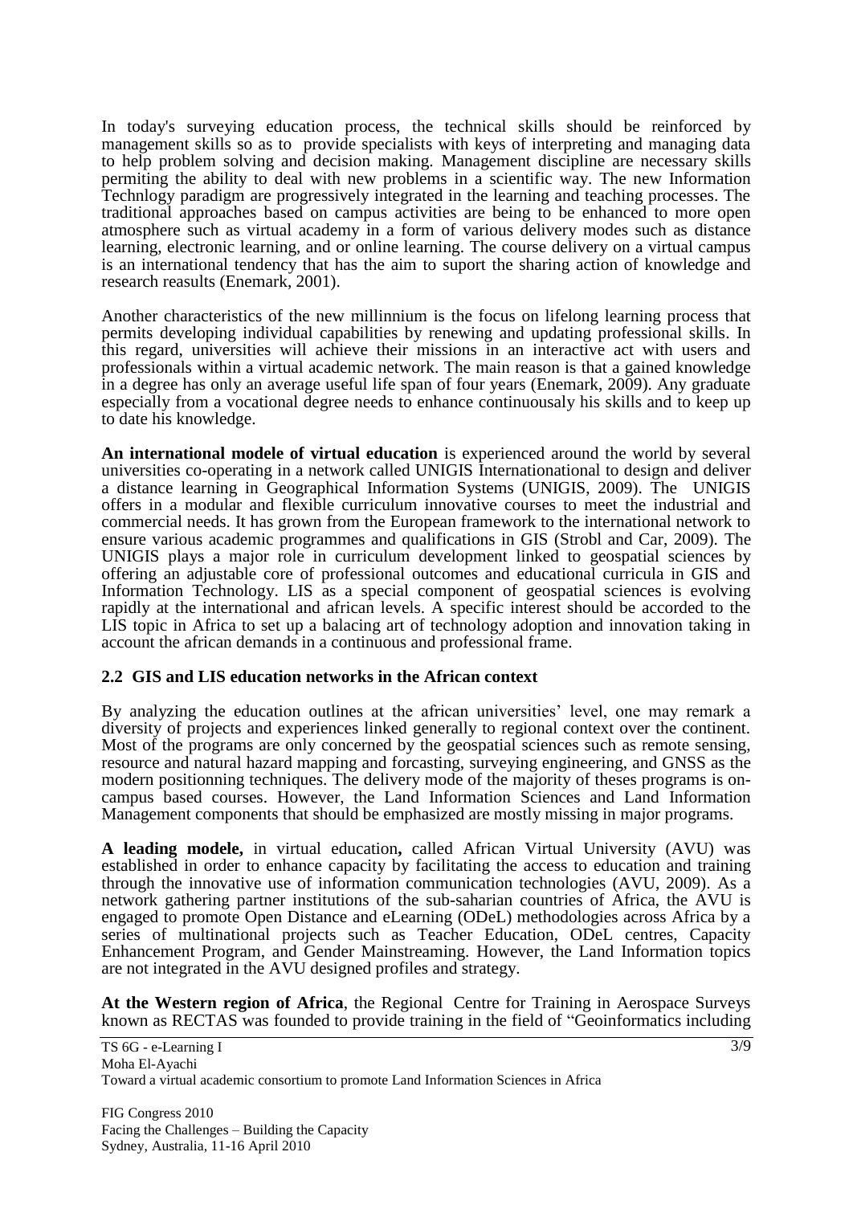In today's surveying education process, the technical skills should be reinforced by management skills so as to provide specialists with keys of interpreting and managing data to help problem solving and decision making. Management discipline are necessary skills permiting the ability to deal with new problems in a scientific way. The new Information Technlogy paradigm are progressively integrated in the learning and teaching processes. The traditional approaches based on campus activities are being to be enhanced to more open atmosphere such as virtual academy in a form of various delivery modes such as distance learning, electronic learning, and or online learning. The course delivery on a virtual campus is an international tendency that has the aim to suport the sharing action of knowledge and research reasults (Enemark, 2001).

Another characteristics of the new millinnium is the focus on lifelong learning process that permits developing individual capabilities by renewing and updating professional skills. In this regard, universities will achieve their missions in an interactive act with users and professionals within a virtual academic network. The main reason is that a gained knowledge in a degree has only an average useful life span of four years (Enemark, 2009). Any graduate especially from a vocational degree needs to enhance continuousaly his skills and to keep up to date his knowledge.

**An international modele of virtual education** is experienced around the world by several universities co-operating in a network called UNIGIS Internationational to design and deliver a distance learning in Geographical Information Systems (UNIGIS, 2009). The UNIGIS offers in a modular and flexible curriculum innovative courses to meet the industrial and commercial needs. It has grown from the European framework to the international network to ensure various academic programmes and qualifications in GIS (Strobl and Car, 2009). The UNIGIS plays a major role in curriculum development linked to geospatial sciences by offering an adjustable core of professional outcomes and educational curricula in GIS and Information Technology. LIS as a special component of geospatial sciences is evolving rapidly at the international and african levels. A specific interest should be accorded to the LIS topic in Africa to set up a balacing art of technology adoption and innovation taking in account the african demands in a continuous and professional frame.

### 2.2 GIS and LIS education networks in the African context

By analyzing the education outlines at the african universities' level, one may remark a diversity of projects and experiences linked generally to regional context over the continent. Most of the programs are only concerned by the geospatial sciences such as remote sensing, resource and natural hazard mapping and forcasting, surveying engineering, and GNSS as the modern positionning techniques. The delivery mode of the majority of theses programs is on-campus based courses. However, the Land Information Sciences and Land Information Management components that should be emphasized are mostly missing in major programs.

**A leading modele,** in virtual education**,** called African Virtual University (AVU) was established in order to enhance capacity by facilitating the access to education and training through the innovative use of information communication technologies (AVU, 2009). As a network gathering partner institutions of the sub-saharian countries of Africa, the AVU is engaged to promote Open Distance and eLearning (ODeL) methodologies across Africa by a series of multinational projects such as Teacher Education, ODeL centres, Capacity Enhancement Program, and Gender Mainstreaming. However, the Land Information topics are not integrated in the AVU designed profiles and strategy.

**At the Western region of Africa**, the Regional Centre for Training in Aerospace Surveys known as RECTAS was founded to provide training in the field of "Geoinformatics including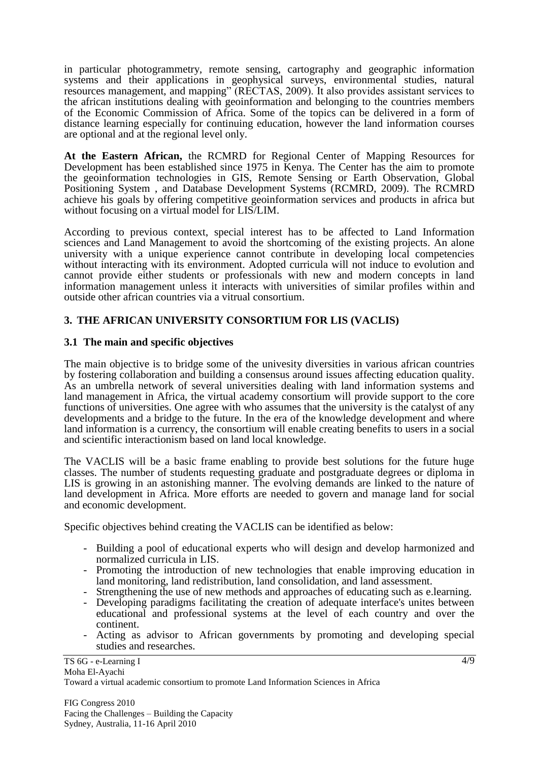in particular photogrammetry, remote sensing, cartography and geographic information systems and their applications in geophysical surveys, environmental studies, natural resources management, and mapping" (RECTAS, 2009). It also provides assistant services to the african institutions dealing with geoinformation and belonging to the countries members of the Economic Commission of Africa. Some of the topics can be delivered in a form of distance learning especially for continuing education, however the land information courses are optional and at the regional level only.

**At the Eastern African,** the RCMRD for Regional Center of Mapping Resources for Development has been established since 1975 in Kenya. The Center has the aim to promote the geoinformation technologies in GIS, Remote Sensing or Earth Observation, Global Positioning System , and Database Development Systems (RCMRD, 2009). The RCMRD achieve his goals by offering competitive geoinformation services and products in africa but without focusing on a virtual model for LIS/LIM.

According to previous context, special interest has to be affected to Land Information sciences and Land Management to avoid the shortcoming of the existing projects. An alone university with a unique experience cannot contribute in developing local competencies without interacting with its environment. Adopted curricula will not induce to evolution and cannot provide either students or professionals with new and modern concepts in land information management unless it interacts with universities of similar profiles within and outside other african countries via a vitrual consortium.

## 3. THE AFRICAN UNIVERSITY CONSORTIUM FOR LIS (VACLIS)

### 3.1 The main and specific objectives

The main objective is to bridge some of the univesity diversities in various african countries by fostering collaboration and building a consensus around issues affecting education quality. As an umbrella network of several universities dealing with land information systems and land management in Africa, the virtual academy consortium will provide support to the core functions of universities. One agree with who assumes that the university is the catalyst of any developments and a bridge to the future. In the era of the knowledge development and where land information is a currency, the consortium will enable creating benefits to users in a social and scientific interactionism based on land local knowledge.

The VACLIS will be a basic frame enabling to provide best solutions for the future huge classes. The number of students requesting graduate and postgraduate degrees or diploma in LIS is growing in an astonishing manner. The evolving demands are linked to the nature of land development in Africa. More efforts are needed to govern and manage land for social and economic development.

Specific objectives behind creating the VACLIS can be identified as below:

- Building a pool of educational experts who will design and develop harmonized and normalized curricula in LIS.
- Promoting the introduction of new technologies that enable improving education in land monitoring, land redistribution, land consolidation, and land assessment.
- Strengthening the use of new methods and approaches of educating such as e.learning.
- Developing paradigms facilitating the creation of adequate interface's unites between educational and professional systems at the level of each country and over the continent.
- Acting as advisor to African governments by promoting and developing special studies and researches.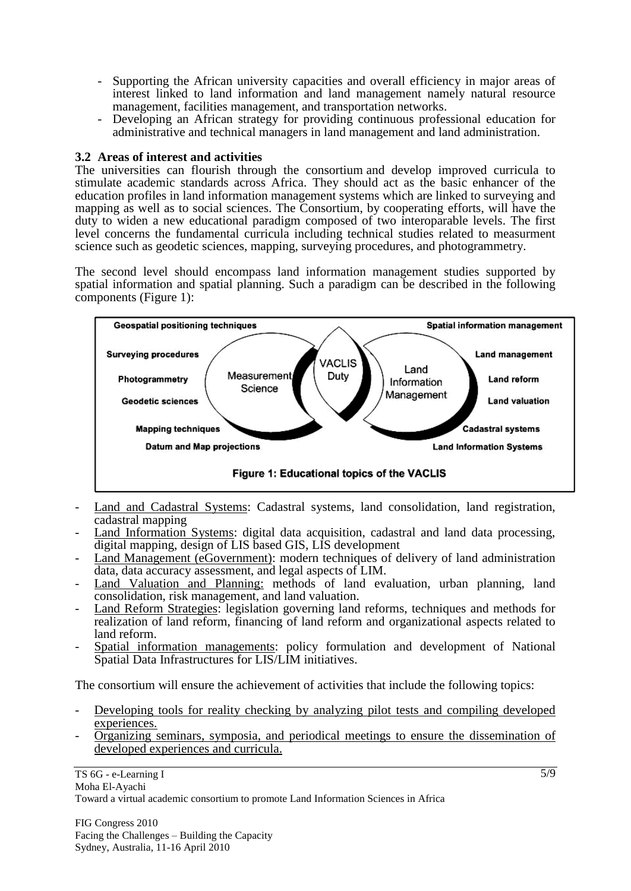- Supporting the African university capacities and overall efficiency in major areas of interest linked to land information and land management namely natural resource management, facilities management, and transportation networks.
- Developing an African strategy for providing continuous professional education for administrative and technical managers in land management and land administration.

### 3.2 Areas of interest and activities

The universities can flourish through the consortium and develop improved curricula to stimulate academic standards across Africa. They should act as the basic enhancer of the education profiles in land information management systems which are linked to surveying and mapping as well as to social sciences. The Consortium, by cooperating efforts, will have the duty to widen a new educational paradigm composed of two interoparable levels. The first level concerns the fundamental curricula including technical studies related to measurment science such as geodetic sciences, mapping, surveying procedures, and photogrammetry.

The second level should encompass land information management studies supported by spatial information and spatial planning. Such a paradigm can be described in the following components (Figure 1):

Figure 1: Educational topics of the VACLIS

- Land and Cadastral Systems: Cadastral systems, land consolidation, land registration, cadastral mapping
- Land Information Systems: digital data acquisition, cadastral and land data processing, digital mapping, design of LIS based GIS, LIS development
- Land Management (eGovernment): modern techniques of delivery of land administration data, data accuracy assessment, and legal aspects of LIM.
- Land Valuation and Planning: methods of land evaluation, urban planning, land consolidation, risk management, and land valuation.
- Land Reform Strategies: legislation governing land reforms, techniques and methods for realization of land reform, financing of land reform and organizational aspects related to land reform.
- Spatial information managements: policy formulation and development of National Spatial Data Infrastructures for LIS/LIM initiatives.

The consortium will ensure the achievement of activities that include the following topics:

- Developing tools for reality checking by analyzing pilot tests and compiling developed experiences.
- Organizing seminars, symposia, and periodical meetings to ensure the dissemination of developed experiences and curricula.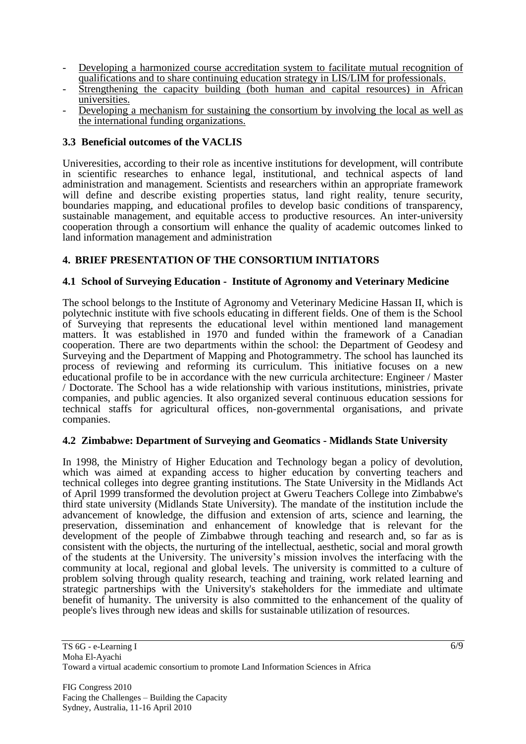- Developing a harmonized course accreditation system to facilitate mutual recognition of qualifications and to share continuing education strategy in LIS/LIM for professionals.
- Strengthening the capacity building (both human and capital resources) in African universities.
- Developing a mechanism for sustaining the consortium by involving the local as well as the international funding organizations.

### 3.3 Beneficial outcomes of the VACLIS

Univeresities, according to their role as incentive institutions for development, will contribute in scientific researches to enhance legal, institutional, and technical aspects of land administration and management. Scientists and researchers within an appropriate framework will define and describe existing properties status, land right reality, tenure security, boundaries mapping, and educational profiles to develop basic conditions of transparency, sustainable management, and equitable access to productive resources. An inter-university cooperation through a consortium will enhance the quality of academic outcomes linked to land information management and administration

## 4. BRIEF PRESENTATION OF THE CONSORTIUM INITIATORS

### 4.1 School of Surveying Education - Institute of Agronomy and Veterinary Medicine

The school belongs to the Institute of Agronomy and Veterinary Medicine Hassan II, which is polytechnic institute with five schools educating in different fields. One of them is the School of Surveying that represents the educational level within mentioned land management matters. It was established in 1970 and funded within the framework of a Canadian cooperation. There are two departments within the school: the Department of Geodesy and Surveying and the Department of Mapping and Photogrammetry. The school has launched its process of reviewing and reforming its curriculum. This initiative focuses on a new educational profile to be in accordance with the new curricula architecture: Engineer / Master / Doctorate. The School has a wide relationship with various institutions, ministries, private companies, and public agencies. It also organized several continuous education sessions for technical staffs for agricultural offices, non-governmental organisations, and private companies.

### 4.2 Zimbabwe: Department of Surveying and Geomatics - Midlands State University

In 1998, the Ministry of Higher Education and Technology began a policy of devolution, which was aimed at expanding access to higher education by converting teachers and technical colleges into degree granting institutions. The State University in the Midlands Act of April 1999 transformed the devolution project at Gweru Teachers College into Zimbabwe's third state university (Midlands State University). The mandate of the institution include the advancement of knowledge, the diffusion and extension of arts, science and learning, the preservation, dissemination and enhancement of knowledge that is relevant for the development of the people of Zimbabwe through teaching and research and, so far as is consistent with the objects, the nurturing of the intellectual, aesthetic, social and moral growth of the students at the University. The university's mission involves the interfacing with the community at local, regional and global levels. The university is committed to a culture of problem solving through quality research, teaching and training, work related learning and strategic partnerships with the University's stakeholders for the immediate and ultimate benefit of humanity. The university is also committed to the enhancement of the quality of people's lives through new ideas and skills for sustainable utilization of resources.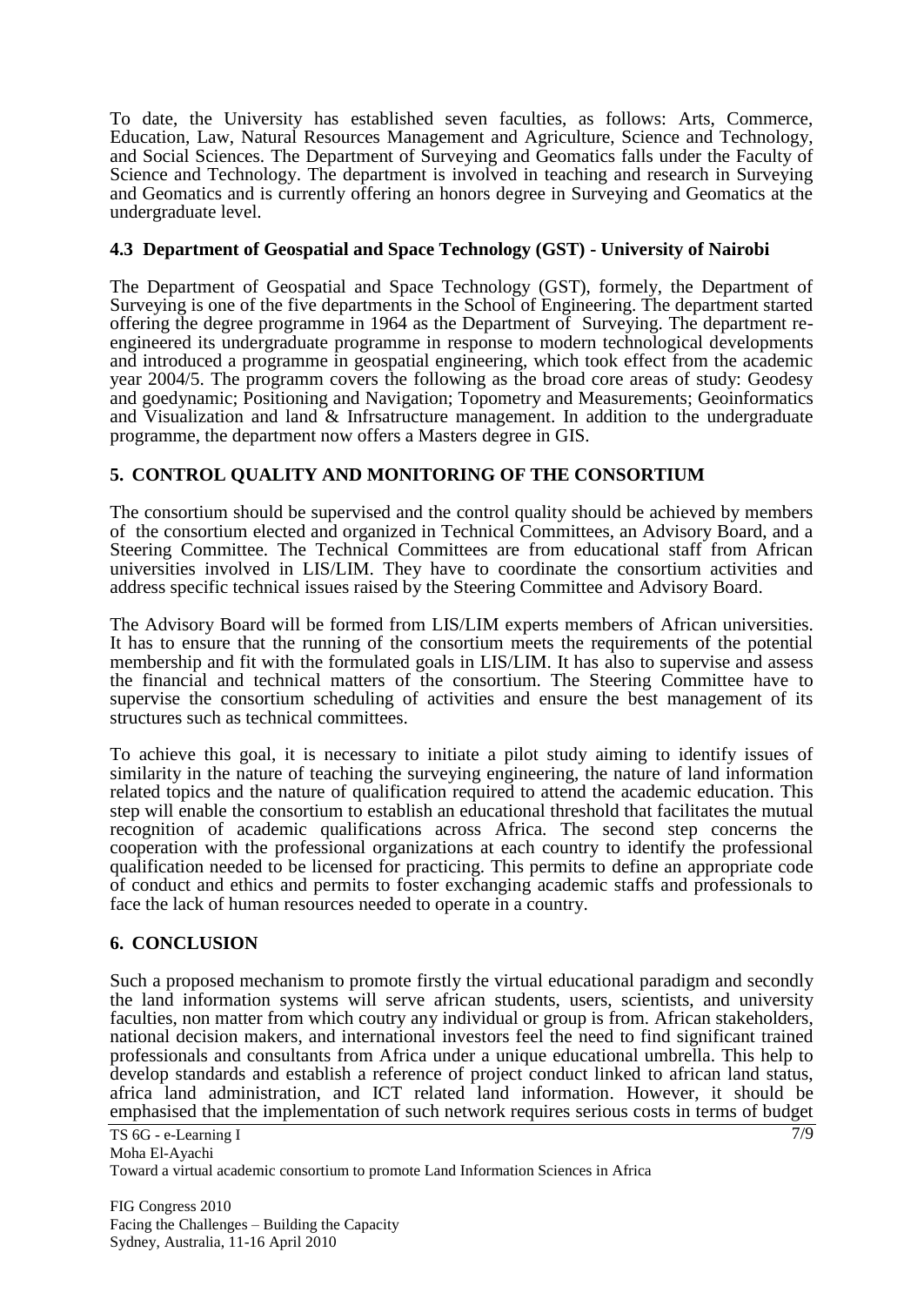To date, the University has established seven faculties, as follows: Arts, Commerce, Education, Law, Natural Resources Management and Agriculture, Science and Technology, and Social Sciences. The Department of Surveying and Geomatics falls under the Faculty of Science and Technology. The department is involved in teaching and research in Surveying and Geomatics and is currently offering an honors degree in Surveying and Geomatics at the undergraduate level.

### 4.3 Department of Geospatial and Space Technology (GST) - University of Nairobi

The Department of Geospatial and Space Technology (GST), formely, the Department of Surveying is one of the five departments in the School of Engineering. The department started offering the degree programme in 1964 as the Department of Surveying. The department re-engineered its undergraduate programme in response to modern technological developments and introduced a programme in geospatial engineering, which took effect from the academic year 2004/5. The programm covers the following as the broad core areas of study: Geodesy and goedynamic; Positioning and Navigation; Topometry and Measurements; Geoinformatics and Visualization and land & Infrsatructure management. In addition to the undergraduate programme, the department now offers a Masters degree in GIS.

## 5. CONTROL QUALITY AND MONITORING OF THE CONSORTIUM

The consortium should be supervised and the control quality should be achieved by members of the consortium elected and organized in Technical Committees, an Advisory Board, and a Steering Committee. The Technical Committees are from educational staff from African universities involved in LIS/LIM. They have to coordinate the consortium activities and address specific technical issues raised by the Steering Committee and Advisory Board.

The Advisory Board will be formed from LIS/LIM experts members of African universities. It has to ensure that the running of the consortium meets the requirements of the potential membership and fit with the formulated goals in LIS/LIM. It has also to supervise and assess the financial and technical matters of the consortium. The Steering Committee have to supervise the consortium scheduling of activities and ensure the best management of its structures such as technical committees.

To achieve this goal, it is necessary to initiate a pilot study aiming to identify issues of similarity in the nature of teaching the surveying engineering, the nature of land information related topics and the nature of qualification required to attend the academic education. This step will enable the consortium to establish an educational threshold that facilitates the mutual recognition of academic qualifications across Africa. The second step concerns the cooperation with the professional organizations at each country to identify the professional qualification needed to be licensed for practicing. This permits to define an appropriate code of conduct and ethics and permits to foster exchanging academic staffs and professionals to face the lack of human resources needed to operate in a country.

## 6. CONCLUSION

Such a proposed mechanism to promote firstly the virtual educational paradigm and secondly the land information systems will serve african students, users, scientists, and university faculties, non matter from which coutry any individual or group is from. African stakeholders, national decision makers, and international investors feel the need to find significant trained professionals and consultants from Africa under a unique educational umbrella. This help to develop standards and establish a reference of project conduct linked to african land status, africa land administration, and ICT related land information. However, it should be emphasised that the implementation of such network requires serious costs in terms of budget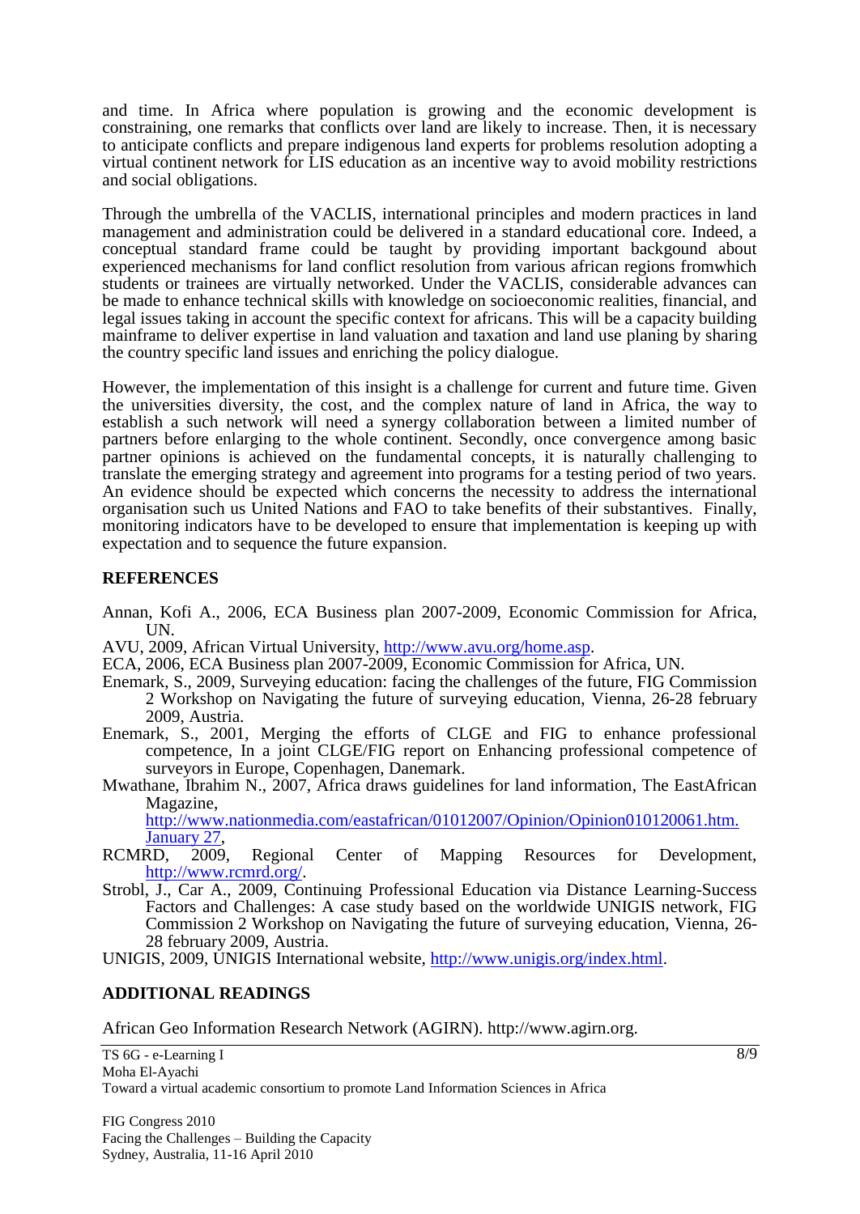and time. In Africa where population is growing and the economic development is constraining, one remarks that conflicts over land are likely to increase. Then, it is necessary to anticipate conflicts and prepare indigenous land experts for problems resolution adopting a virtual continent network for LIS education as an incentive way to avoid mobility restrictions and social obligations.

Through the umbrella of the VACLIS, international principles and modern practices in land management and administration could be delivered in a standard educational core. Indeed, a conceptual standard frame could be taught by providing important backgound about experienced mechanisms for land conflict resolution from various african regions fromwhich students or trainees are virtually networked. Under the VACLIS, considerable advances can be made to enhance technical skills with knowledge on socioeconomic realities, financial, and legal issues taking in account the specific context for africans. This will be a capacity building mainframe to deliver expertise in land valuation and taxation and land use planing by sharing the country specific land issues and enriching the policy dialogue.

However, the implementation of this insight is a challenge for current and future time. Given the universities diversity, the cost, and the complex nature of land in Africa, the way to establish a such network will need a synergy collaboration between a limited number of partners before enlarging to the whole continent. Secondly, once convergence among basic partner opinions is achieved on the fundamental concepts, it is naturally challenging to translate the emerging strategy and agreement into programs for a testing period of two years. An evidence should be expected which concerns the necessity to address the international organisation such us United Nations and FAO to take benefits of their substantives. Finally, monitoring indicators have to be developed to ensure that implementation is keeping up with expectation and to sequence the future expansion.

## REFERENCES

Annan, Kofi A., 2006, ECA Business plan 2007-2009, Economic Commission for Africa, UN.

AVU, 2009, African Virtual University, http://www.avu.org/home.asp.

ECA, 2006, ECA Business plan 2007-2009, Economic Commission for Africa, UN.

Enemark, S., 2009, Surveying education: facing the challenges of the future, FIG Commission 2 Workshop on Navigating the future of surveying education, Vienna, 26-28 february 2009, Austria.

Enemark, S., 2001, Merging the efforts of CLGE and FIG to enhance professional competence, In a joint CLGE/FIG report on Enhancing professional competence of surveyors in Europe, Copenhagen, Danemark.

Mwathane, Ibrahim N., 2007, Africa draws guidelines for land information, The EastAfrican Magazine, http://www.nationmedia.com/eastafrican/01012007/Opinion/Opinion010120061.htm. January 27,

RCMRD, 2009, Regional Center of Mapping Resources for Development, http://www.rcmrd.org/.

Strobl, J., Car A., 2009, Continuing Professional Education via Distance Learning-Success Factors and Challenges: A case study based on the worldwide UNIGIS network, FIG Commission 2 Workshop on Navigating the future of surveying education, Vienna, 26-28 february 2009, Austria.

UNIGIS, 2009, UNIGIS International website, http://www.unigis.org/index.html.

## ADDITIONAL READINGS

African Geo Information Research Network (AGIRN). http://www.agirn.org.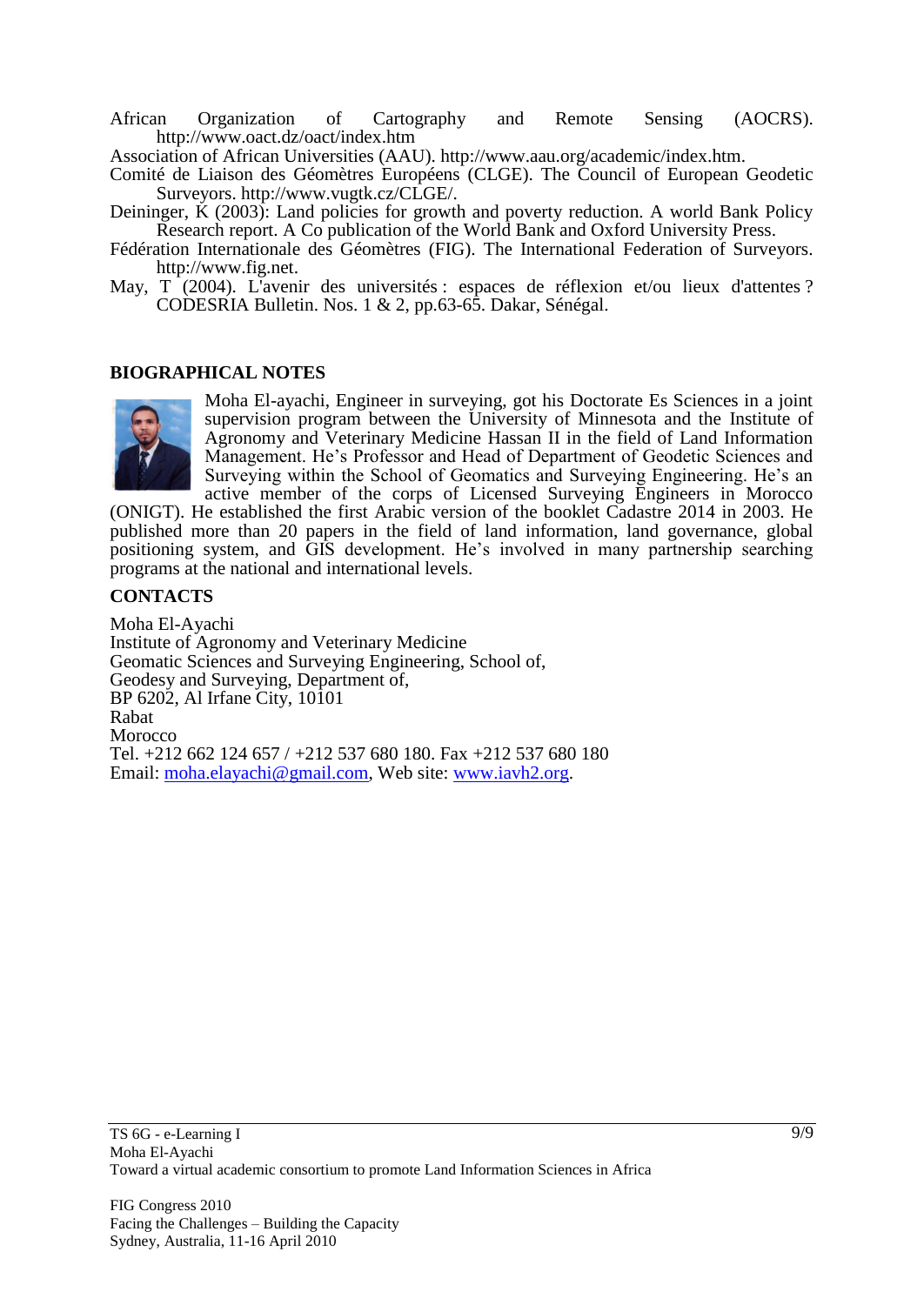African Organization of Cartography and Remote Sensing (AOCRS). http://www.oact.dz/oact/index.htm

Association of African Universities (AAU). http://www.aau.org/academic/index.htm.

Comité de Liaison des Géomètres Européens (CLGE). The Council of European Geodetic Surveyors. http://www.vugtk.cz/CLGE/.

Deininger, K (2003): Land policies for growth and poverty reduction. A world Bank Policy Research report. A Co publication of the World Bank and Oxford University Press.

Fédération Internationale des Géomètres (FIG). The International Federation of Surveyors. http://www.fig.net.

May, T (2004). L'avenir des universités : espaces de réflexion et/ou lieux d'attentes ? CODESRIA Bulletin. Nos. 1 & 2, pp.63-65. Dakar, Sénégal.

## BIOGRAPHICAL NOTES

Moha El-ayachi, Engineer in surveying, got his Doctorate Es Sciences in a joint supervision program between the University of Minnesota and the Institute of Agronomy and Veterinary Medicine Hassan II in the field of Land Information Management. He's Professor and Head of Department of Geodetic Sciences and Surveying within the School of Geomatics and Surveying Engineering. He's an active member of the corps of Licensed Surveying Engineers in Morocco (ONIGT). He established the first Arabic version of the booklet Cadastre 2014 in 2003. He published more than 20 papers in the field of land information, land governance, global positioning system, and GIS development. He's involved in many partnership searching programs at the national and international levels.

## CONTACTS

Moha El-Ayachi
Institute of Agronomy and Veterinary Medicine
Geomatic Sciences and Surveying Engineering, School of,
Geodesy and Surveying, Department of,
BP 6202, Al Irfane City, 10101
Rabat
Morocco
Tel. +212 662 124 657 / +212 537 680 180. Fax +212 537 680 180
Email: moha.elayachi@gmail.com, Web site: www.iavh2.org.